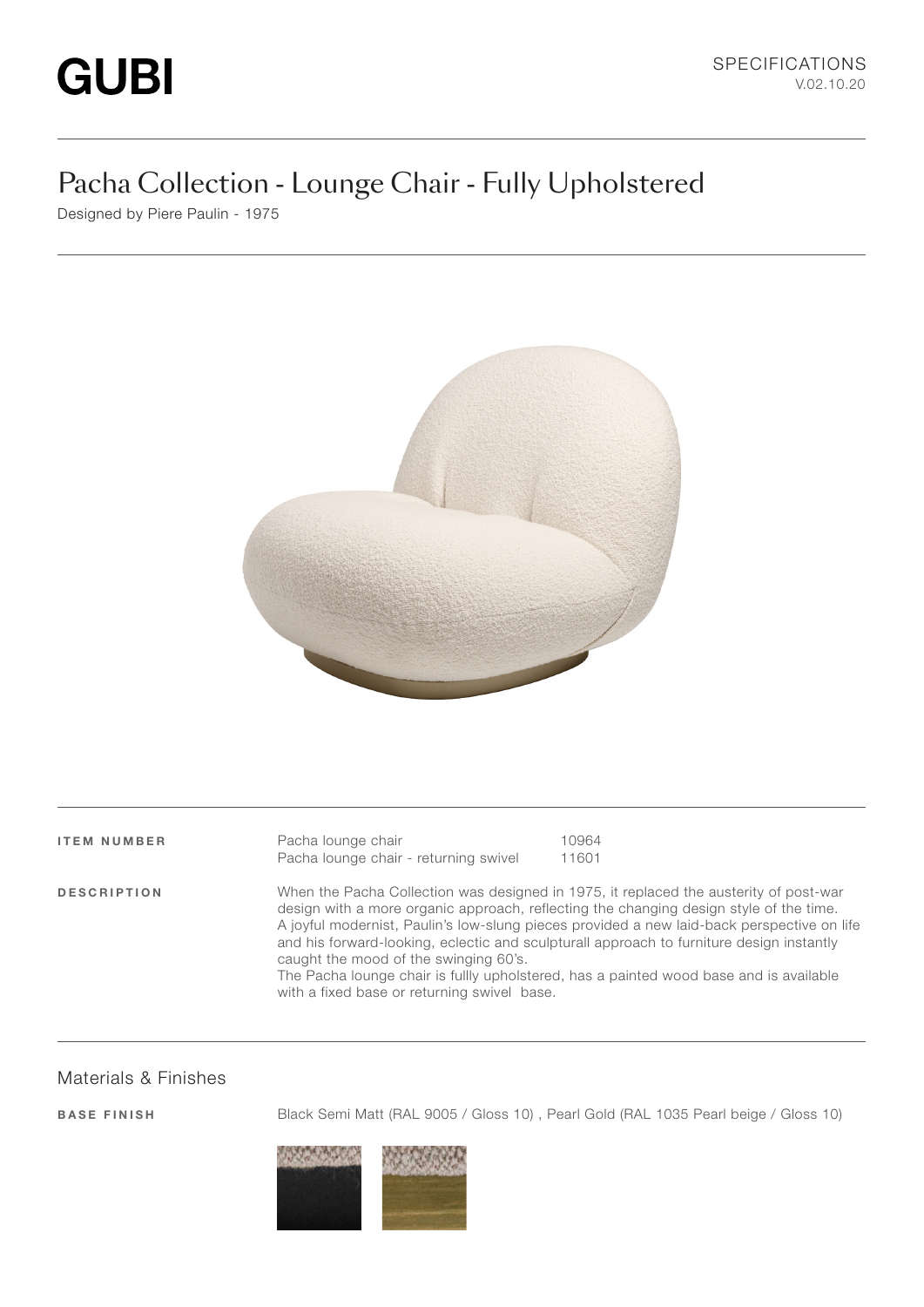# GUBI

SPECIFICATIONS
V.02.10.20

## Pacha Collection - Lounge Chair - Fully Upholstered

Designed by Piere Paulin - 1975

**ITEM NUMBER**

| | |
|---|---|
| Pacha lounge chair | 10964 |
| Pacha lounge chair - returning swivel | 11601 |

**DESCRIPTION**

When the Pacha Collection was designed in 1975, it replaced the austerity of post-war design with a more organic approach, reflecting the changing design style of the time. A joyful modernist, Paulin's low-slung pieces provided a new laid-back perspective on life and his forward-looking, eclectic and sculpturall approach to furniture design instantly caught the mood of the swinging 60's.
The Pacha lounge chair is fullly upholstered, has a painted wood base and is available with a fixed base or returning swivel base.

## Materials & Finishes

**BASE FINISH**

Black Semi Matt (RAL 9005 / Gloss 10) , Pearl Gold (RAL 1035 Pearl beige / Gloss 10)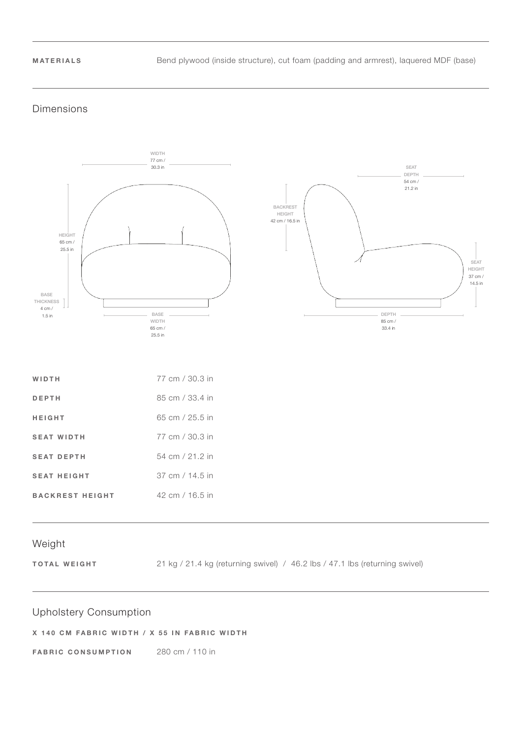| **MATERIALS** | Bend plywood (inside structure), cut foam (padding and armrest), laquered MDF (base) |
| --- | --- |

## Dimensions

| | |
| --- | --- |
| **WIDTH** | 77 cm / 30.3 in |
| **DEPTH** | 85 cm / 33.4 in |
| **HEIGHT** | 65 cm / 25.5 in |
| **SEAT WIDTH** | 77 cm / 30.3 in |
| **SEAT DEPTH** | 54 cm / 21.2 in |
| **SEAT HEIGHT** | 37 cm / 14.5 in |
| **BACKREST HEIGHT** | 42 cm / 16.5 in |

## Weight

| | |
| --- | --- |
| **TOTAL WEIGHT** | 21 kg / 21.4 kg (returning swivel) / 46.2 lbs / 47.1 lbs (returning swivel) |

## Upholstery Consumption

**X 140 CM FABRIC WIDTH / X 55 IN FABRIC WIDTH**

| | |
| --- | --- |
| **FABRIC CONSUMPTION** | 280 cm / 110 in |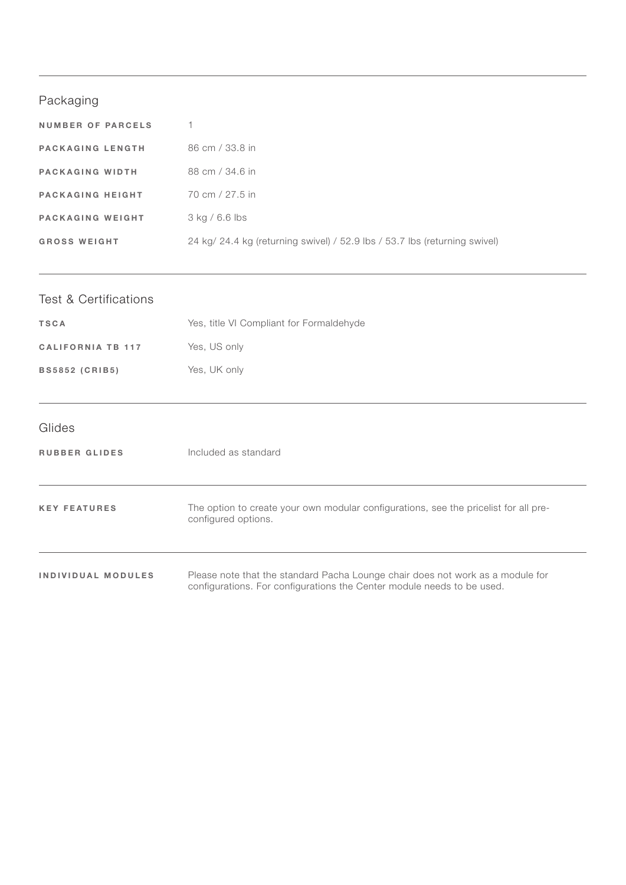## Packaging

| | |
|---|---|
| **NUMBER OF PARCELS** | 1 |
| **PACKAGING LENGTH** | 86 cm / 33.8 in |
| **PACKAGING WIDTH** | 88 cm / 34.6 in |
| **PACKAGING HEIGHT** | 70 cm / 27.5 in |
| **PACKAGING WEIGHT** | 3 kg / 6.6 lbs |
| **GROSS WEIGHT** | 24 kg/ 24.4 kg (returning swivel) / 52.9 lbs / 53.7 lbs (returning swivel) |

## Test & Certifications

| | |
|---|---|
| **TSCA** | Yes, title VI Compliant for Formaldehyde |
| **CALIFORNIA TB 117** | Yes, US only |
| **BS5852 (CRIB5)** | Yes, UK only |

## Glides

| | |
|---|---|
| **RUBBER GLIDES** | Included as standard |

| | |
|---|---|
| **KEY FEATURES** | The option to create your own modular configurations, see the pricelist for all pre-configured options. |

| | |
|---|---|
| **INDIVIDUAL MODULES** | Please note that the standard Pacha Lounge chair does not work as a module for configurations. For configurations the Center module needs to be used. |